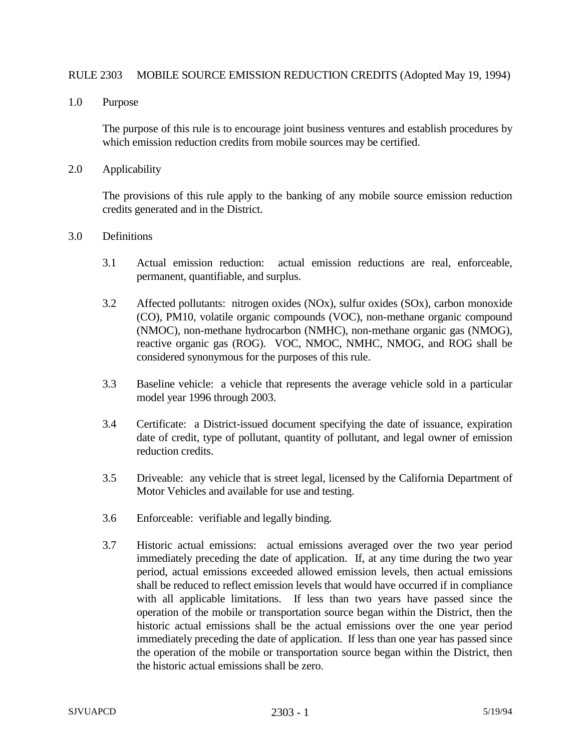# RULE 2303 MOBILE SOURCE EMISSION REDUCTION CREDITS (Adopted May 19, 1994)

## 1.0 Purpose

The purpose of this rule is to encourage joint business ventures and establish procedures by which emission reduction credits from mobile sources may be certified.

## 2.0 Applicability

The provisions of this rule apply to the banking of any mobile source emission reduction credits generated and in the District.

## 3.0 Definitions

3.1 Actual emission reduction: actual emission reductions are real, enforceable, permanent, quantifiable, and surplus.

3.2 Affected pollutants: nitrogen oxides (NOx), sulfur oxides (SOx), carbon monoxide (CO), PM10, volatile organic compounds (VOC), non-methane organic compound (NMOC), non-methane hydrocarbon (NMHC), non-methane organic gas (NMOG), reactive organic gas (ROG). VOC, NMOC, NMHC, NMOG, and ROG shall be considered synonymous for the purposes of this rule.

3.3 Baseline vehicle: a vehicle that represents the average vehicle sold in a particular model year 1996 through 2003.

3.4 Certificate: a District-issued document specifying the date of issuance, expiration date of credit, type of pollutant, quantity of pollutant, and legal owner of emission reduction credits.

3.5 Driveable: any vehicle that is street legal, licensed by the California Department of Motor Vehicles and available for use and testing.

3.6 Enforceable: verifiable and legally binding.

3.7 Historic actual emissions: actual emissions averaged over the two year period immediately preceding the date of application. If, at any time during the two year period, actual emissions exceeded allowed emission levels, then actual emissions shall be reduced to reflect emission levels that would have occurred if in compliance with all applicable limitations. If less than two years have passed since the operation of the mobile or transportation source began within the District, then the historic actual emissions shall be the actual emissions over the one year period immediately preceding the date of application. If less than one year has passed since the operation of the mobile or transportation source began within the District, then the historic actual emissions shall be zero.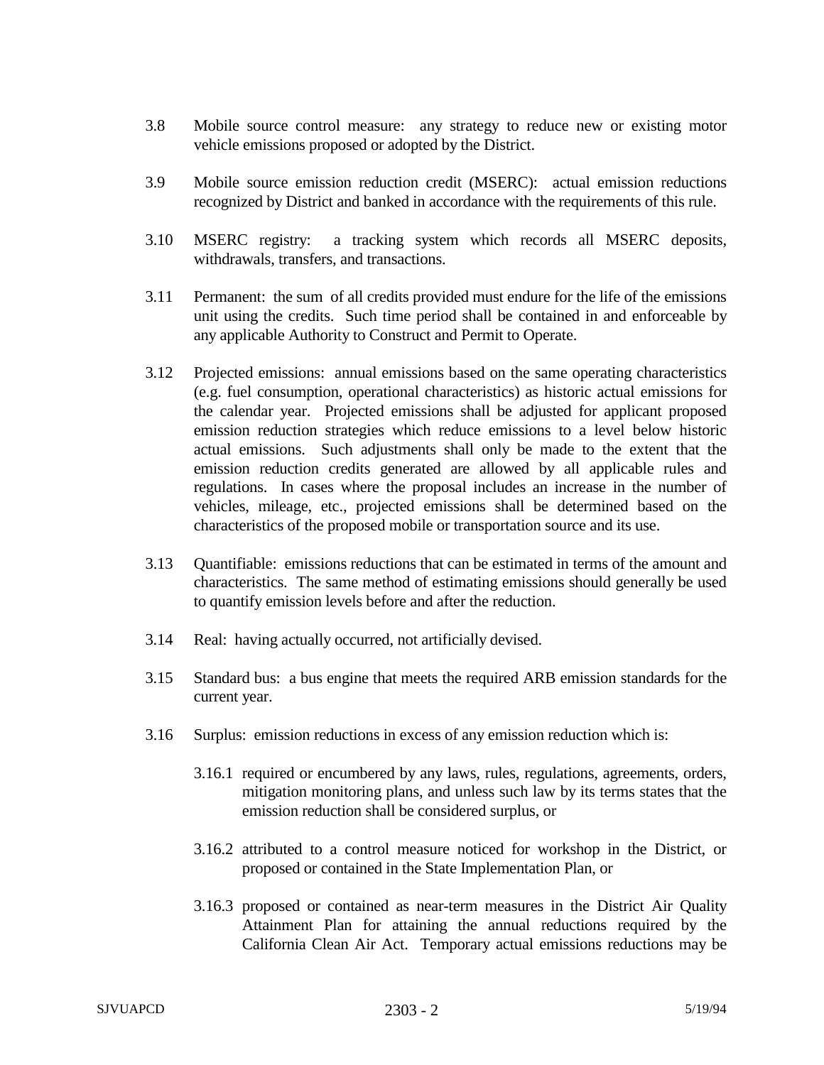3.8 Mobile source control measure: any strategy to reduce new or existing motor vehicle emissions proposed or adopted by the District.

3.9 Mobile source emission reduction credit (MSERC): actual emission reductions recognized by District and banked in accordance with the requirements of this rule.

3.10 MSERC registry: a tracking system which records all MSERC deposits, withdrawals, transfers, and transactions.

3.11 Permanent: the sum of all credits provided must endure for the life of the emissions unit using the credits. Such time period shall be contained in and enforceable by any applicable Authority to Construct and Permit to Operate.

3.12 Projected emissions: annual emissions based on the same operating characteristics (e.g. fuel consumption, operational characteristics) as historic actual emissions for the calendar year. Projected emissions shall be adjusted for applicant proposed emission reduction strategies which reduce emissions to a level below historic actual emissions. Such adjustments shall only be made to the extent that the emission reduction credits generated are allowed by all applicable rules and regulations. In cases where the proposal includes an increase in the number of vehicles, mileage, etc., projected emissions shall be determined based on the characteristics of the proposed mobile or transportation source and its use.

3.13 Quantifiable: emissions reductions that can be estimated in terms of the amount and characteristics. The same method of estimating emissions should generally be used to quantify emission levels before and after the reduction.

3.14 Real: having actually occurred, not artificially devised.

3.15 Standard bus: a bus engine that meets the required ARB emission standards for the current year.

3.16 Surplus: emission reductions in excess of any emission reduction which is:

3.16.1 required or encumbered by any laws, rules, regulations, agreements, orders, mitigation monitoring plans, and unless such law by its terms states that the emission reduction shall be considered surplus, or

3.16.2 attributed to a control measure noticed for workshop in the District, or proposed or contained in the State Implementation Plan, or

3.16.3 proposed or contained as near-term measures in the District Air Quality Attainment Plan for attaining the annual reductions required by the California Clean Air Act. Temporary actual emissions reductions may be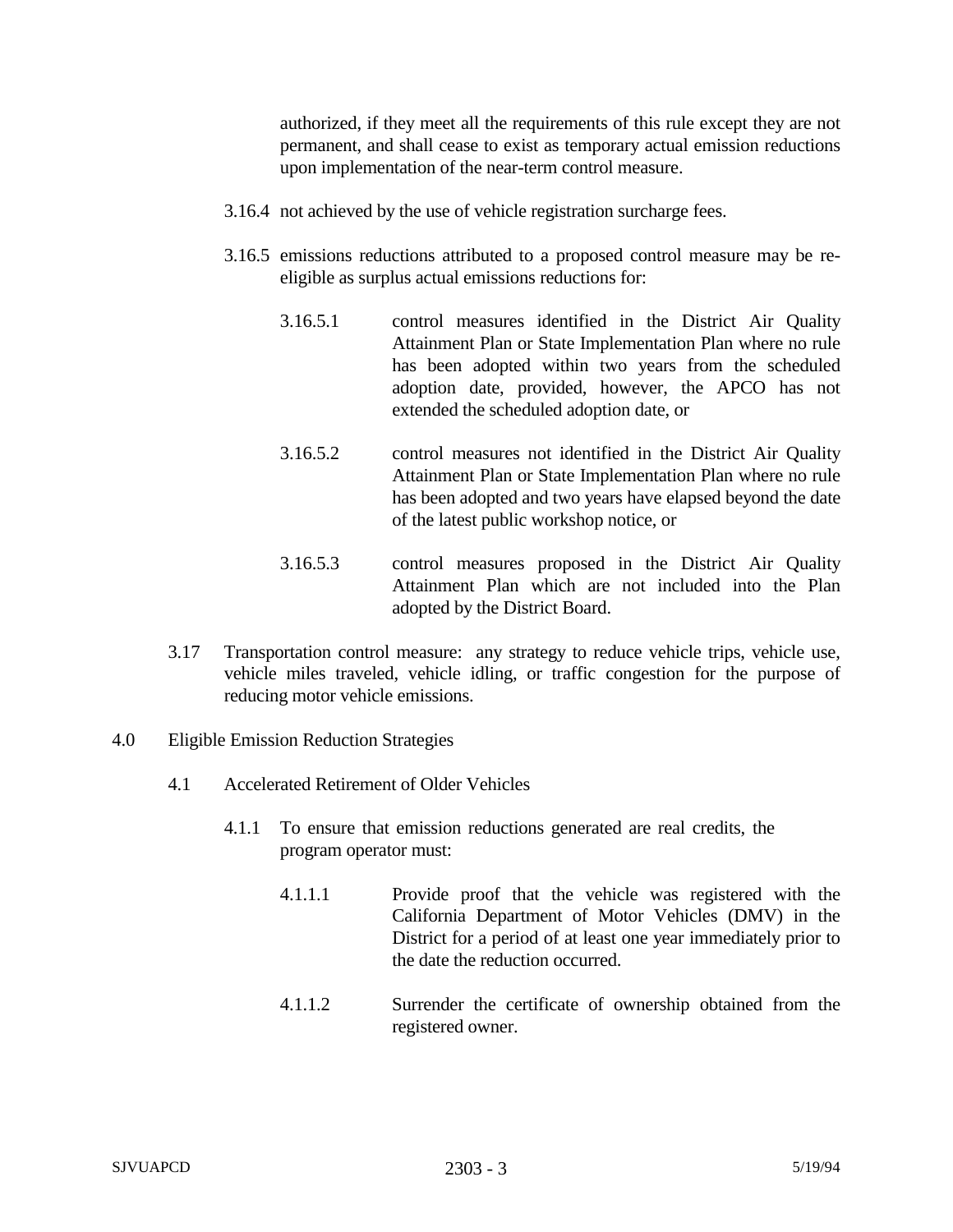authorized, if they meet all the requirements of this rule except they are not permanent, and shall cease to exist as temporary actual emission reductions upon implementation of the near-term control measure.

3.16.4 not achieved by the use of vehicle registration surcharge fees.

3.16.5 emissions reductions attributed to a proposed control measure may be re-eligible as surplus actual emissions reductions for:

3.16.5.1 control measures identified in the District Air Quality Attainment Plan or State Implementation Plan where no rule has been adopted within two years from the scheduled adoption date, provided, however, the APCO has not extended the scheduled adoption date, or

3.16.5.2 control measures not identified in the District Air Quality Attainment Plan or State Implementation Plan where no rule has been adopted and two years have elapsed beyond the date of the latest public workshop notice, or

3.16.5.3 control measures proposed in the District Air Quality Attainment Plan which are not included into the Plan adopted by the District Board.

3.17 Transportation control measure: any strategy to reduce vehicle trips, vehicle use, vehicle miles traveled, vehicle idling, or traffic congestion for the purpose of reducing motor vehicle emissions.

## 4.0 Eligible Emission Reduction Strategies

### 4.1 Accelerated Retirement of Older Vehicles

4.1.1 To ensure that emission reductions generated are real credits, the program operator must:

4.1.1.1 Provide proof that the vehicle was registered with the California Department of Motor Vehicles (DMV) in the District for a period of at least one year immediately prior to the date the reduction occurred.

4.1.1.2 Surrender the certificate of ownership obtained from the registered owner.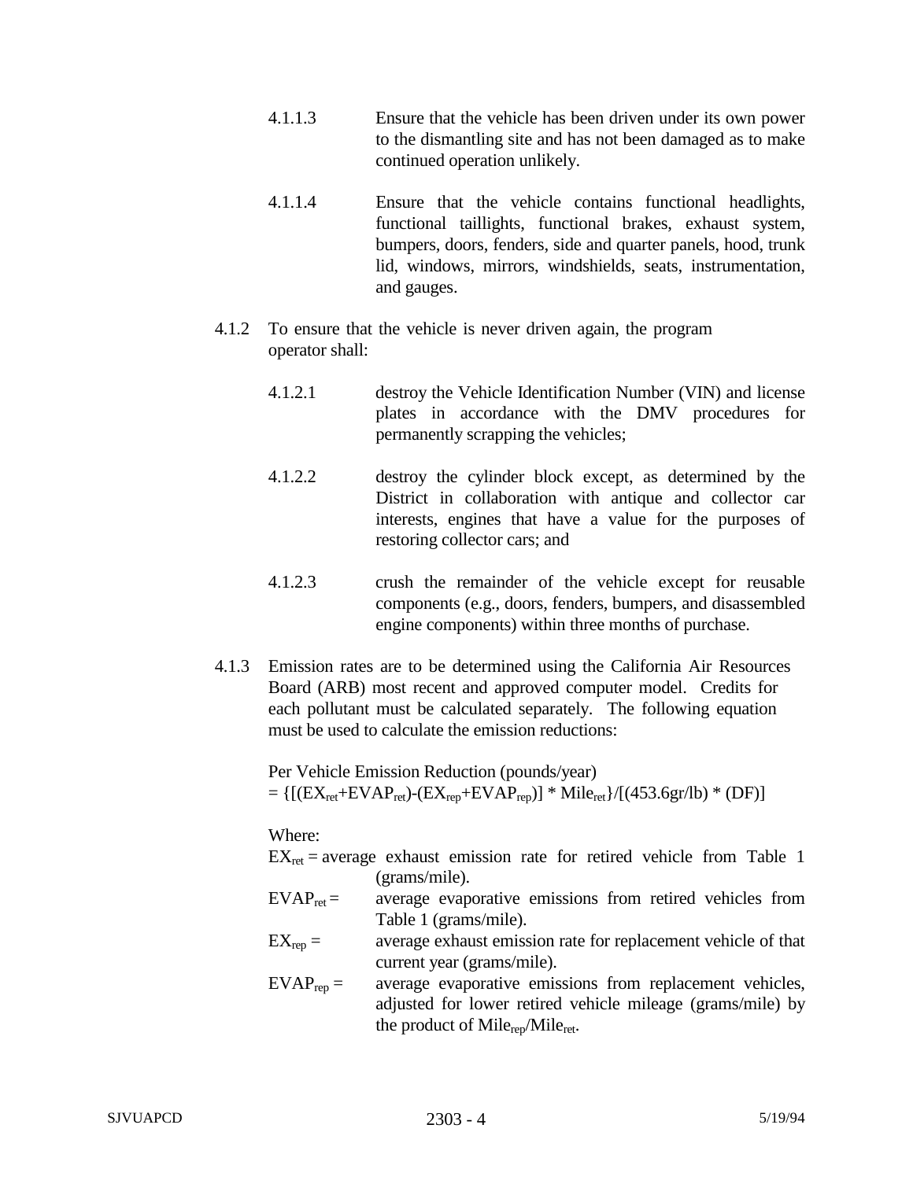4.1.1.3 Ensure that the vehicle has been driven under its own power to the dismantling site and has not been damaged as to make continued operation unlikely.

4.1.1.4 Ensure that the vehicle contains functional headlights, functional taillights, functional brakes, exhaust system, bumpers, doors, fenders, side and quarter panels, hood, trunk lid, windows, mirrors, windshields, seats, instrumentation, and gauges.

4.1.2 To ensure that the vehicle is never driven again, the program operator shall:

4.1.2.1 destroy the Vehicle Identification Number (VIN) and license plates in accordance with the DMV procedures for permanently scrapping the vehicles;

4.1.2.2 destroy the cylinder block except, as determined by the District in collaboration with antique and collector car interests, engines that have a value for the purposes of restoring collector cars; and

4.1.2.3 crush the remainder of the vehicle except for reusable components (e.g., doors, fenders, bumpers, and disassembled engine components) within three months of purchase.

4.1.3 Emission rates are to be determined using the California Air Resources Board (ARB) most recent and approved computer model. Credits for each pollutant must be calculated separately. The following equation must be used to calculate the emission reductions:

Per Vehicle Emission Reduction (pounds/year)

$$= \{[(EX_{ret}+EVAP_{ret})-(EX_{rep}+EVAP_{rep})] * Mile_{ret}\}/[(453.6gr/lb) * (DF)]$$

Where:

$EX_{ret}$ = average exhaust emission rate for retired vehicle from Table 1 (grams/mile).

$EVAP_{ret}$ = average evaporative emissions from retired vehicles from Table 1 (grams/mile).

$EX_{rep}$ = average exhaust emission rate for replacement vehicle of that current year (grams/mile).

$EVAP_{rep}$ = average evaporative emissions from replacement vehicles, adjusted for lower retired vehicle mileage (grams/mile) by the product of $Mile_{rep}/Mile_{ret}$.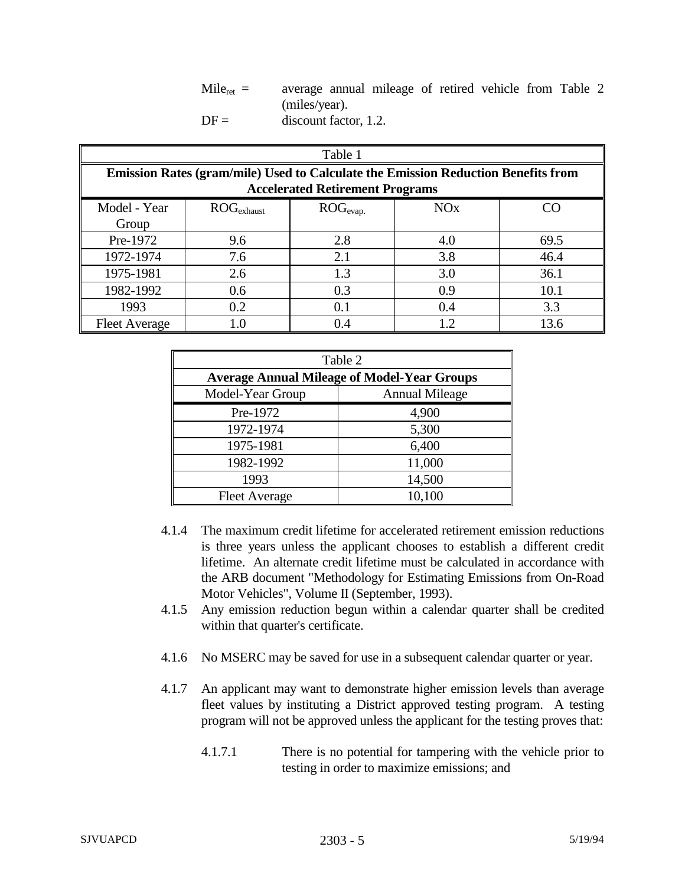$Mile_{ret}$ = average annual mileage of retired vehicle from Table 2 (miles/year).

DF = discount factor, 1.2.

| Table 1 | | | | |
|---|---|---|---|---|
| **Emission Rates (gram/mile) Used to Calculate the Emission Reduction Benefits from Accelerated Retirement Programs** | | | | |
| Model - Year Group | $ROG_{exhaust}$ | $ROG_{evap.}$ | NOx | CO |
| Pre-1972 | 9.6 | 2.8 | 4.0 | 69.5 |
| 1972-1974 | 7.6 | 2.1 | 3.8 | 46.4 |
| 1975-1981 | 2.6 | 1.3 | 3.0 | 36.1 |
| 1982-1992 | 0.6 | 0.3 | 0.9 | 10.1 |
| 1993 | 0.2 | 0.1 | 0.4 | 3.3 |
| Fleet Average | 1.0 | 0.4 | 1.2 | 13.6 |

| Table 2 | |
|---|---|
| **Average Annual Mileage of Model-Year Groups** | |
| Model-Year Group | Annual Mileage |
| Pre-1972 | 4,900 |
| 1972-1974 | 5,300 |
| 1975-1981 | 6,400 |
| 1982-1992 | 11,000 |
| 1993 | 14,500 |
| Fleet Average | 10,100 |

4.1.4 The maximum credit lifetime for accelerated retirement emission reductions is three years unless the applicant chooses to establish a different credit lifetime. An alternate credit lifetime must be calculated in accordance with the ARB document "Methodology for Estimating Emissions from On-Road Motor Vehicles", Volume II (September, 1993).

4.1.5 Any emission reduction begun within a calendar quarter shall be credited within that quarter's certificate.

4.1.6 No MSERC may be saved for use in a subsequent calendar quarter or year.

4.1.7 An applicant may want to demonstrate higher emission levels than average fleet values by instituting a District approved testing program. A testing program will not be approved unless the applicant for the testing proves that:

4.1.7.1 There is no potential for tampering with the vehicle prior to testing in order to maximize emissions; and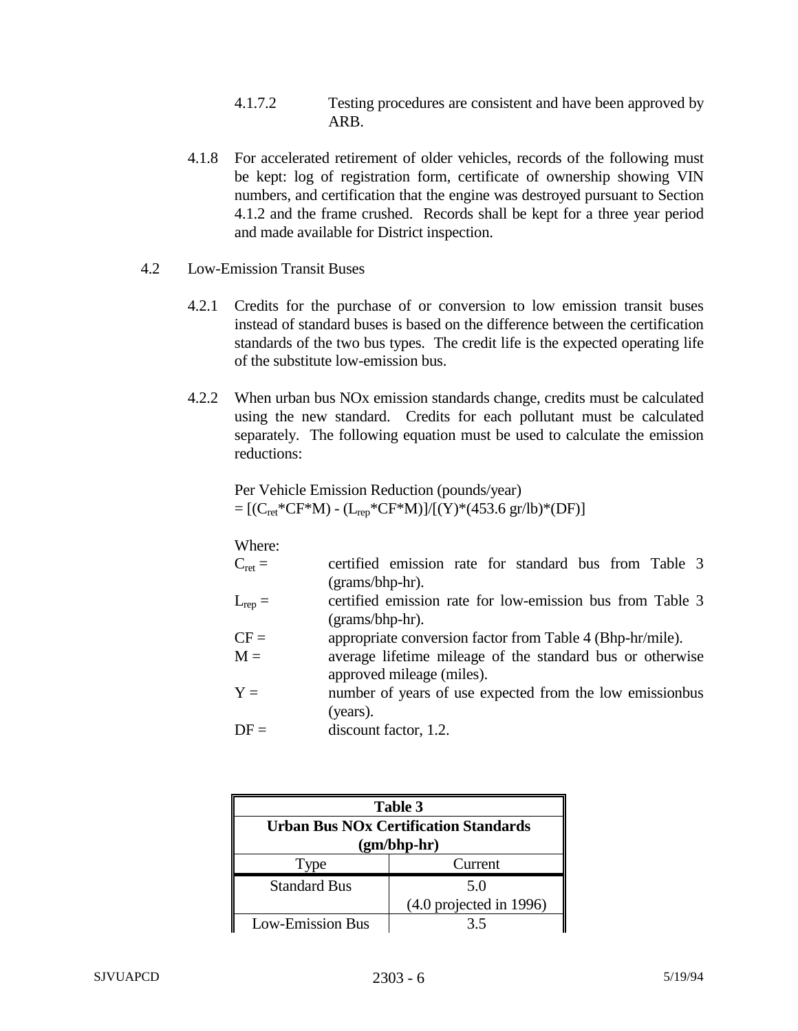4.1.7.2 Testing procedures are consistent and have been approved by ARB.

4.1.8 For accelerated retirement of older vehicles, records of the following must be kept: log of registration form, certificate of ownership showing VIN numbers, and certification that the engine was destroyed pursuant to Section 4.1.2 and the frame crushed. Records shall be kept for a three year period and made available for District inspection.

4.2 Low-Emission Transit Buses

4.2.1 Credits for the purchase of or conversion to low emission transit buses instead of standard buses is based on the difference between the certification standards of the two bus types. The credit life is the expected operating life of the substitute low-emission bus.

4.2.2 When urban bus NOx emission standards change, credits must be calculated using the new standard. Credits for each pollutant must be calculated separately. The following equation must be used to calculate the emission reductions:

Per Vehicle Emission Reduction (pounds/year)
$= [(C_{ret}*CF*M) - (L_{rep}*CF*M)]/[(Y)*(453.6 \text{ gr/lb})*(DF)]$

Where:

$C_{ret}$ = certified emission rate for standard bus from Table 3 (grams/bhp-hr).

$L_{rep}$ = certified emission rate for low-emission bus from Table 3 (grams/bhp-hr).

CF = appropriate conversion factor from Table 4 (Bhp-hr/mile).

M = average lifetime mileage of the standard bus or otherwise approved mileage (miles).

Y = number of years of use expected from the low emissionbus (years).

DF = discount factor, 1.2.

**Table 3**
**Urban Bus NOx Certification Standards (gm/bhp-hr)**

| Type | Current |
|---|---|
| Standard Bus | 5.0 (4.0 projected in 1996) |
| Low-Emission Bus | 3.5 |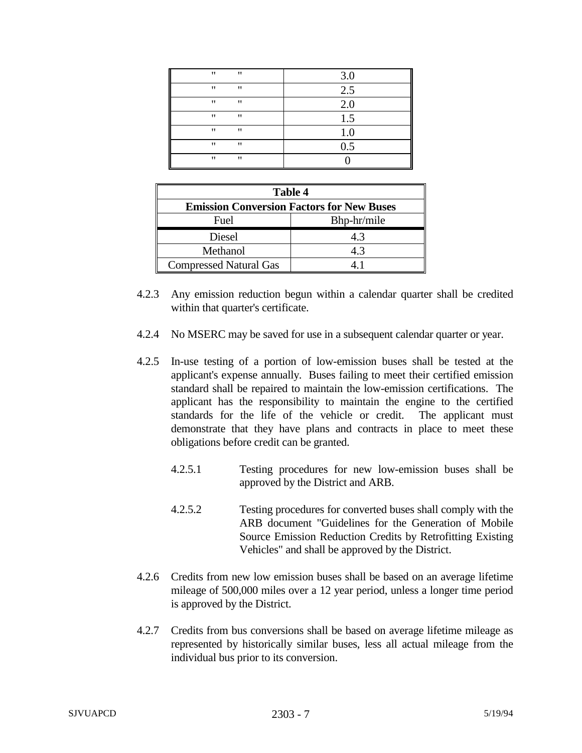| " " | 3.0 |
|---|---|
| " " | 2.5 |
| " " | 2.0 |
| " " | 1.5 |
| " " | 1.0 |
| " " | 0.5 |
| " " | 0 |

| **Table 4** | |
|---|---|
| **Emission Conversion Factors for New Buses** | |
| Fuel | Bhp-hr/mile |
| Diesel | 4.3 |
| Methanol | 4.3 |
| Compressed Natural Gas | 4.1 |

4.2.3 Any emission reduction begun within a calendar quarter shall be credited within that quarter's certificate.

4.2.4 No MSERC may be saved for use in a subsequent calendar quarter or year.

4.2.5 In-use testing of a portion of low-emission buses shall be tested at the applicant's expense annually. Buses failing to meet their certified emission standard shall be repaired to maintain the low-emission certifications. The applicant has the responsibility to maintain the engine to the certified standards for the life of the vehicle or credit. The applicant must demonstrate that they have plans and contracts in place to meet these obligations before credit can be granted.

4.2.5.1 Testing procedures for new low-emission buses shall be approved by the District and ARB.

4.2.5.2 Testing procedures for converted buses shall comply with the ARB document "Guidelines for the Generation of Mobile Source Emission Reduction Credits by Retrofitting Existing Vehicles" and shall be approved by the District.

4.2.6 Credits from new low emission buses shall be based on an average lifetime mileage of 500,000 miles over a 12 year period, unless a longer time period is approved by the District.

4.2.7 Credits from bus conversions shall be based on average lifetime mileage as represented by historically similar buses, less all actual mileage from the individual bus prior to its conversion.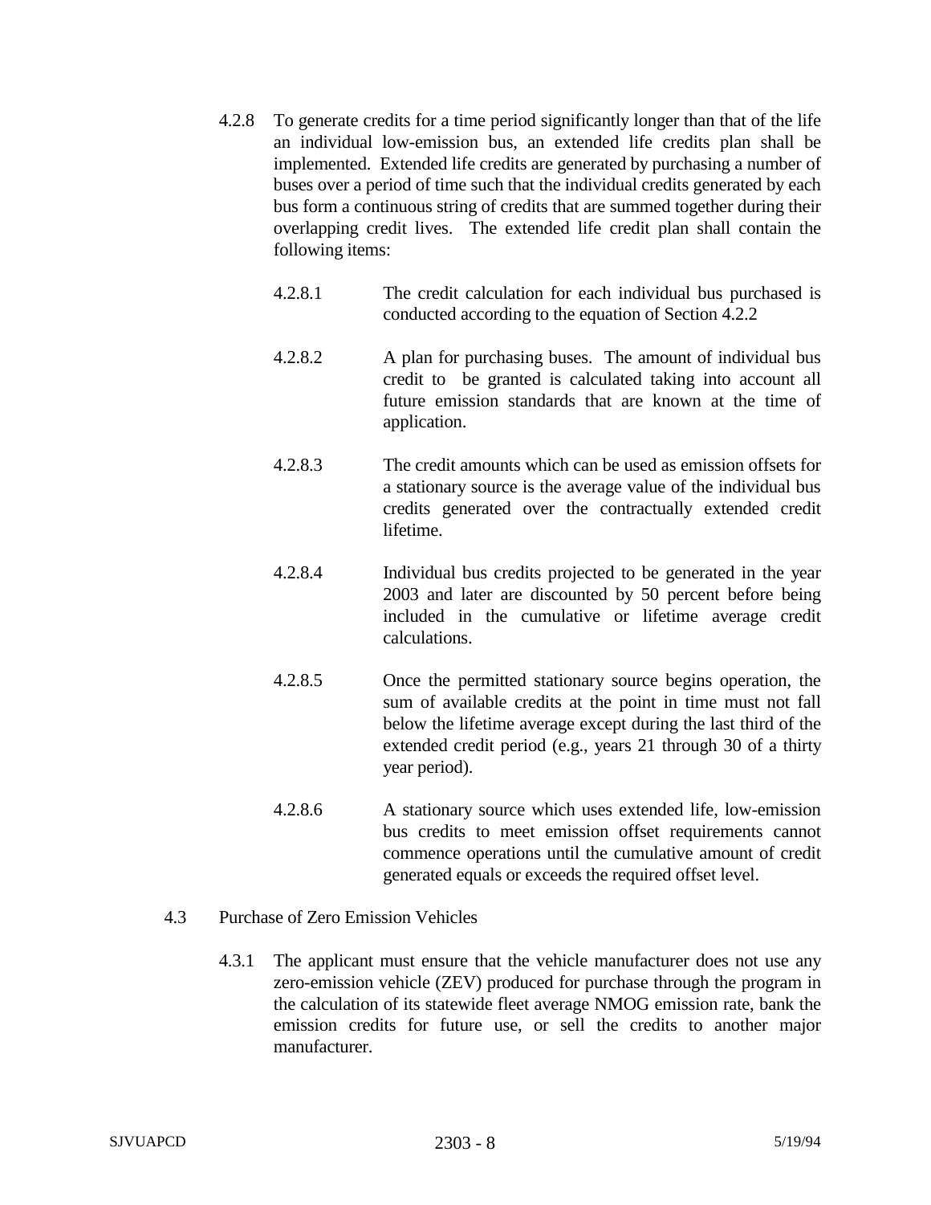4.2.8 To generate credits for a time period significantly longer than that of the life an individual low-emission bus, an extended life credits plan shall be implemented. Extended life credits are generated by purchasing a number of buses over a period of time such that the individual credits generated by each bus form a continuous string of credits that are summed together during their overlapping credit lives. The extended life credit plan shall contain the following items:

4.2.8.1 The credit calculation for each individual bus purchased is conducted according to the equation of Section 4.2.2

4.2.8.2 A plan for purchasing buses. The amount of individual bus credit to be granted is calculated taking into account all future emission standards that are known at the time of application.

4.2.8.3 The credit amounts which can be used as emission offsets for a stationary source is the average value of the individual bus credits generated over the contractually extended credit lifetime.

4.2.8.4 Individual bus credits projected to be generated in the year 2003 and later are discounted by 50 percent before being included in the cumulative or lifetime average credit calculations.

4.2.8.5 Once the permitted stationary source begins operation, the sum of available credits at the point in time must not fall below the lifetime average except during the last third of the extended credit period (e.g., years 21 through 30 of a thirty year period).

4.2.8.6 A stationary source which uses extended life, low-emission bus credits to meet emission offset requirements cannot commence operations until the cumulative amount of credit generated equals or exceeds the required offset level.

4.3 Purchase of Zero Emission Vehicles

4.3.1 The applicant must ensure that the vehicle manufacturer does not use any zero-emission vehicle (ZEV) produced for purchase through the program in the calculation of its statewide fleet average NMOG emission rate, bank the emission credits for future use, or sell the credits to another major manufacturer.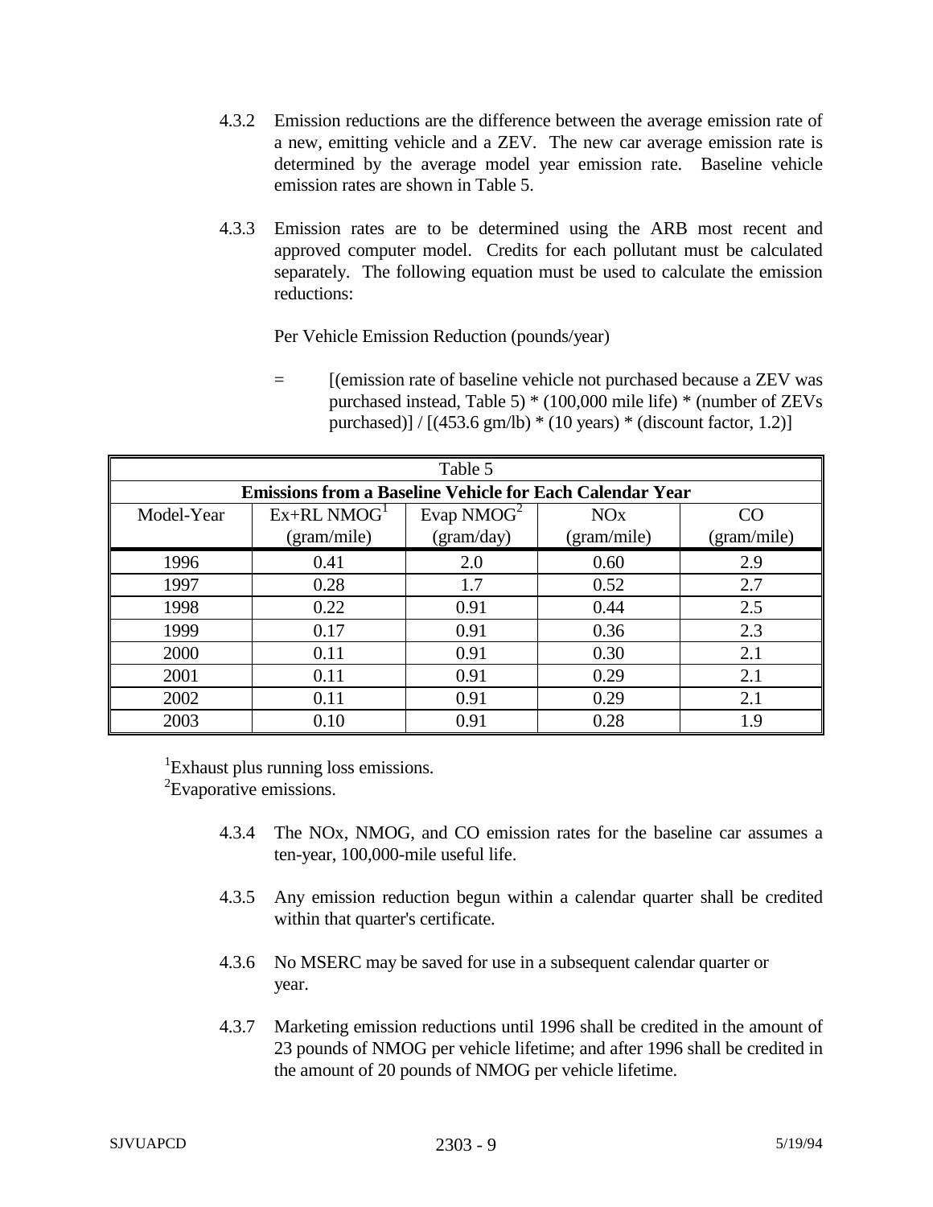4.3.2 Emission reductions are the difference between the average emission rate of a new, emitting vehicle and a ZEV. The new car average emission rate is determined by the average model year emission rate. Baseline vehicle emission rates are shown in Table 5.

4.3.3 Emission rates are to be determined using the ARB most recent and approved computer model. Credits for each pollutant must be calculated separately. The following equation must be used to calculate the emission reductions:

Per Vehicle Emission Reduction (pounds/year)

= [(emission rate of baseline vehicle not purchased because a ZEV was purchased instead, Table 5) * (100,000 mile life) * (number of ZEVs purchased)] / [(453.6 gm/lb) * (10 years) * (discount factor, 1.2)]

| Table 5 | | | | |
|---|---|---|---|---|
| **Emissions from a Baseline Vehicle for Each Calendar Year** | | | | |
| Model-Year | Ex+RL NMOG[1] (gram/mile) | Evap NMOG[2] (gram/day) | NOx (gram/mile) | CO (gram/mile) |
| 1996 | 0.41 | 2.0 | 0.60 | 2.9 |
| 1997 | 0.28 | 1.7 | 0.52 | 2.7 |
| 1998 | 0.22 | 0.91 | 0.44 | 2.5 |
| 1999 | 0.17 | 0.91 | 0.36 | 2.3 |
| 2000 | 0.11 | 0.91 | 0.30 | 2.1 |
| 2001 | 0.11 | 0.91 | 0.29 | 2.1 |
| 2002 | 0.11 | 0.91 | 0.29 | 2.1 |
| 2003 | 0.10 | 0.91 | 0.28 | 1.9 |

[1]Exhaust plus running loss emissions.
[2]Evaporative emissions.

4.3.4 The NOx, NMOG, and CO emission rates for the baseline car assumes a ten-year, 100,000-mile useful life.

4.3.5 Any emission reduction begun within a calendar quarter shall be credited within that quarter's certificate.

4.3.6 No MSERC may be saved for use in a subsequent calendar quarter or year.

4.3.7 Marketing emission reductions until 1996 shall be credited in the amount of 23 pounds of NMOG per vehicle lifetime; and after 1996 shall be credited in the amount of 20 pounds of NMOG per vehicle lifetime.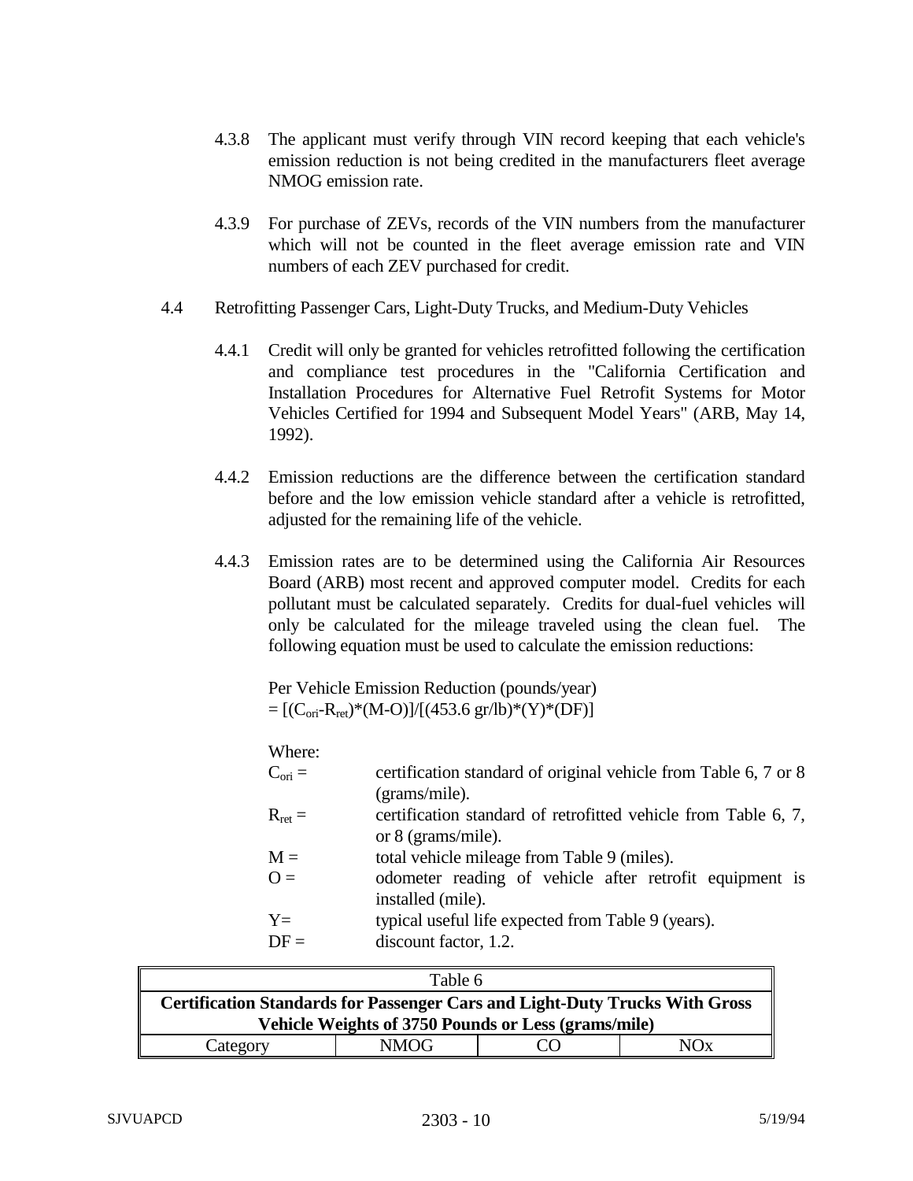4.3.8 The applicant must verify through VIN record keeping that each vehicle's emission reduction is not being credited in the manufacturers fleet average NMOG emission rate.

4.3.9 For purchase of ZEVs, records of the VIN numbers from the manufacturer which will not be counted in the fleet average emission rate and VIN numbers of each ZEV purchased for credit.

4.4 Retrofitting Passenger Cars, Light-Duty Trucks, and Medium-Duty Vehicles

4.4.1 Credit will only be granted for vehicles retrofitted following the certification and compliance test procedures in the "California Certification and Installation Procedures for Alternative Fuel Retrofit Systems for Motor Vehicles Certified for 1994 and Subsequent Model Years" (ARB, May 14, 1992).

4.4.2 Emission reductions are the difference between the certification standard before and the low emission vehicle standard after a vehicle is retrofitted, adjusted for the remaining life of the vehicle.

4.4.3 Emission rates are to be determined using the California Air Resources Board (ARB) most recent and approved computer model. Credits for each pollutant must be calculated separately. Credits for dual-fuel vehicles will only be calculated for the mileage traveled using the clean fuel. The following equation must be used to calculate the emission reductions:

Per Vehicle Emission Reduction (pounds/year)

$$= [(C_{ori}-R_{ret})*(M-O)]/[(453.6\ gr/lb)*(Y)*(DF)]$$

Where:

$C_{ori}$ = certification standard of original vehicle from Table 6, 7 or 8 (grams/mile).

$R_{ret}$ = certification standard of retrofitted vehicle from Table 6, 7, or 8 (grams/mile).

M = total vehicle mileage from Table 9 (miles).

O = odometer reading of vehicle after retrofit equipment is installed (mile).

Y= typical useful life expected from Table 9 (years).

DF = discount factor, 1.2.

Table 6

**Certification Standards for Passenger Cars and Light-Duty Trucks With Gross Vehicle Weights of 3750 Pounds or Less (grams/mile)**

| Category | NMOG | CO | NOx |
|---|---|---|---|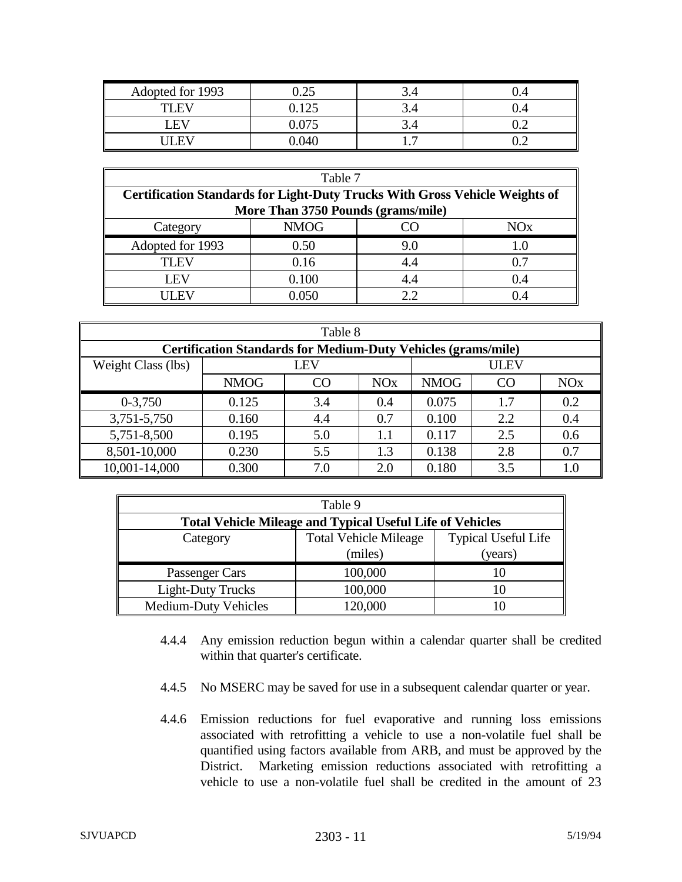| Adopted for 1993 | 0.25 | 3.4 | 0.4 |
|---|---|---|---|
| TLEV | 0.125 | 3.4 | 0.4 |
| LEV | 0.075 | 3.4 | 0.2 |
| ULEV | 0.040 | 1.7 | 0.2 |

Table 7

**Certification Standards for Light-Duty Trucks With Gross Vehicle Weights of More Than 3750 Pounds (grams/mile)**

| Category | NMOG | CO | NOx |
|---|---|---|---|
| Adopted for 1993 | 0.50 | 9.0 | 1.0 |
| TLEV | 0.16 | 4.4 | 0.7 |
| LEV | 0.100 | 4.4 | 0.4 |
| ULEV | 0.050 | 2.2 | 0.4 |

Table 8

**Certification Standards for Medium-Duty Vehicles (grams/mile)**

| Weight Class (lbs) | LEV | | | ULEV | | |
|---|---|---|---|---|---|---|
| | NMOG | CO | NOx | NMOG | CO | NOx |
| 0-3,750 | 0.125 | 3.4 | 0.4 | 0.075 | 1.7 | 0.2 |
| 3,751-5,750 | 0.160 | 4.4 | 0.7 | 0.100 | 2.2 | 0.4 |
| 5,751-8,500 | 0.195 | 5.0 | 1.1 | 0.117 | 2.5 | 0.6 |
| 8,501-10,000 | 0.230 | 5.5 | 1.3 | 0.138 | 2.8 | 0.7 |
| 10,001-14,000 | 0.300 | 7.0 | 2.0 | 0.180 | 3.5 | 1.0 |

Table 9

**Total Vehicle Mileage and Typical Useful Life of Vehicles**

| Category | Total Vehicle Mileage (miles) | Typical Useful Life (years) |
|---|---|---|
| Passenger Cars | 100,000 | 10 |
| Light-Duty Trucks | 100,000 | 10 |
| Medium-Duty Vehicles | 120,000 | 10 |

4.4.4 Any emission reduction begun within a calendar quarter shall be credited within that quarter's certificate.

4.4.5 No MSERC may be saved for use in a subsequent calendar quarter or year.

4.4.6 Emission reductions for fuel evaporative and running loss emissions associated with retrofitting a vehicle to use a non-volatile fuel shall be quantified using factors available from ARB, and must be approved by the District. Marketing emission reductions associated with retrofitting a vehicle to use a non-volatile fuel shall be credited in the amount of 23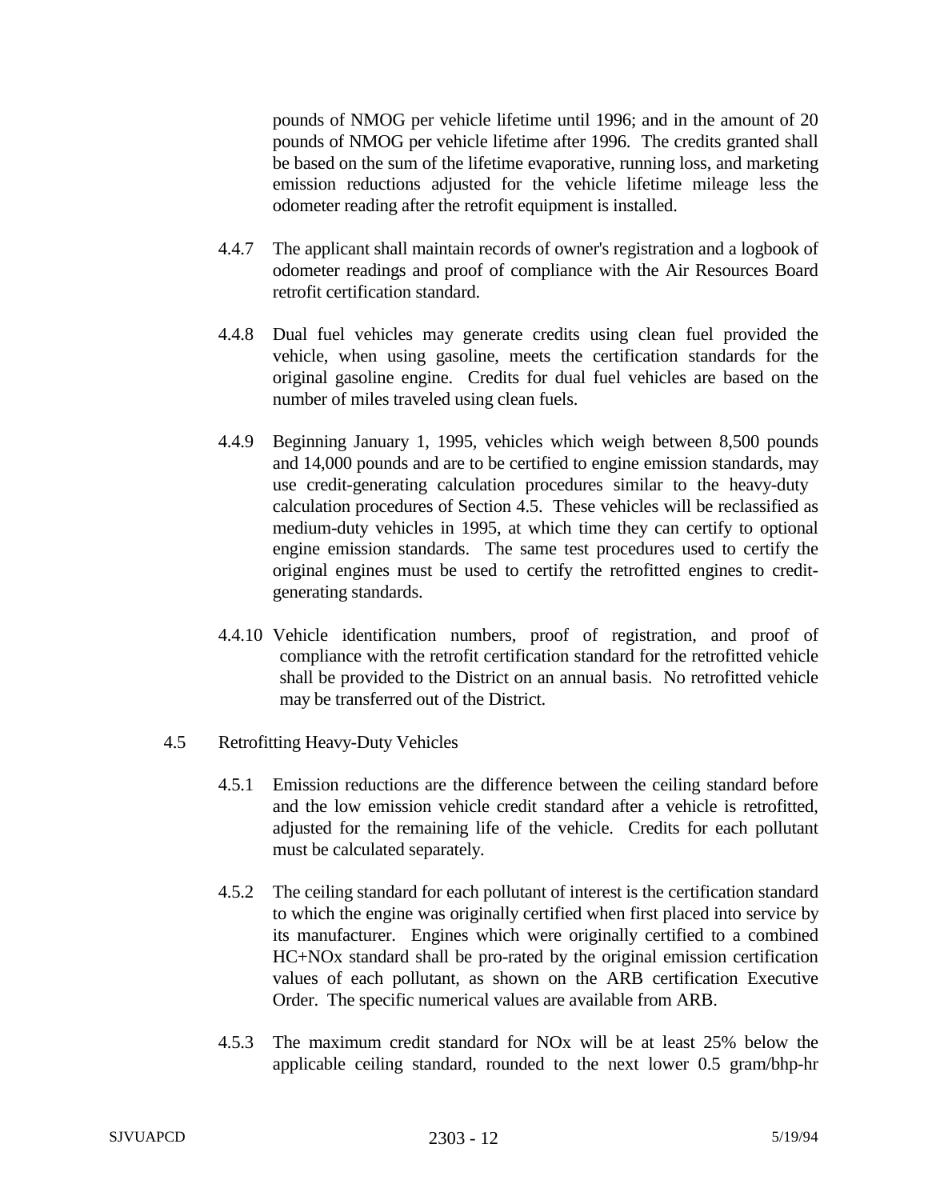pounds of NMOG per vehicle lifetime until 1996; and in the amount of 20 pounds of NMOG per vehicle lifetime after 1996. The credits granted shall be based on the sum of the lifetime evaporative, running loss, and marketing emission reductions adjusted for the vehicle lifetime mileage less the odometer reading after the retrofit equipment is installed.

4.4.7 The applicant shall maintain records of owner's registration and a logbook of odometer readings and proof of compliance with the Air Resources Board retrofit certification standard.

4.4.8 Dual fuel vehicles may generate credits using clean fuel provided the vehicle, when using gasoline, meets the certification standards for the original gasoline engine. Credits for dual fuel vehicles are based on the number of miles traveled using clean fuels.

4.4.9 Beginning January 1, 1995, vehicles which weigh between 8,500 pounds and 14,000 pounds and are to be certified to engine emission standards, may use credit-generating calculation procedures similar to the heavy-duty calculation procedures of Section 4.5. These vehicles will be reclassified as medium-duty vehicles in 1995, at which time they can certify to optional engine emission standards. The same test procedures used to certify the original engines must be used to certify the retrofitted engines to credit-generating standards.

4.4.10 Vehicle identification numbers, proof of registration, and proof of compliance with the retrofit certification standard for the retrofitted vehicle shall be provided to the District on an annual basis. No retrofitted vehicle may be transferred out of the District.

4.5 Retrofitting Heavy-Duty Vehicles

4.5.1 Emission reductions are the difference between the ceiling standard before and the low emission vehicle credit standard after a vehicle is retrofitted, adjusted for the remaining life of the vehicle. Credits for each pollutant must be calculated separately.

4.5.2 The ceiling standard for each pollutant of interest is the certification standard to which the engine was originally certified when first placed into service by its manufacturer. Engines which were originally certified to a combined HC+NOx standard shall be pro-rated by the original emission certification values of each pollutant, as shown on the ARB certification Executive Order. The specific numerical values are available from ARB.

4.5.3 The maximum credit standard for NOx will be at least 25% below the applicable ceiling standard, rounded to the next lower 0.5 gram/bhp-hr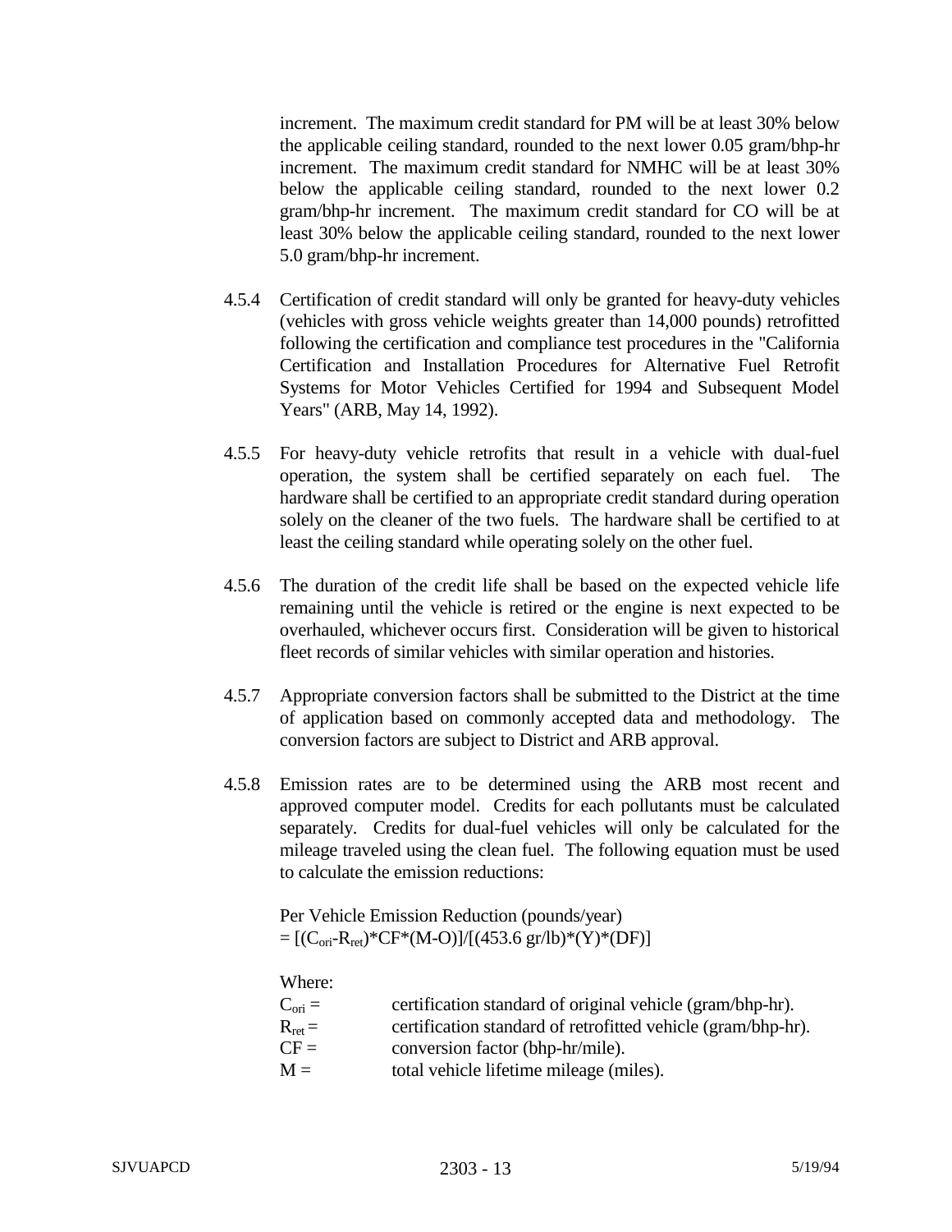increment. The maximum credit standard for PM will be at least 30% below the applicable ceiling standard, rounded to the next lower 0.05 gram/bhp-hr increment. The maximum credit standard for NMHC will be at least 30% below the applicable ceiling standard, rounded to the next lower 0.2 gram/bhp-hr increment. The maximum credit standard for CO will be at least 30% below the applicable ceiling standard, rounded to the next lower 5.0 gram/bhp-hr increment.

4.5.4 Certification of credit standard will only be granted for heavy-duty vehicles (vehicles with gross vehicle weights greater than 14,000 pounds) retrofitted following the certification and compliance test procedures in the "California Certification and Installation Procedures for Alternative Fuel Retrofit Systems for Motor Vehicles Certified for 1994 and Subsequent Model Years" (ARB, May 14, 1992).

4.5.5 For heavy-duty vehicle retrofits that result in a vehicle with dual-fuel operation, the system shall be certified separately on each fuel. The hardware shall be certified to an appropriate credit standard during operation solely on the cleaner of the two fuels. The hardware shall be certified to at least the ceiling standard while operating solely on the other fuel.

4.5.6 The duration of the credit life shall be based on the expected vehicle life remaining until the vehicle is retired or the engine is next expected to be overhauled, whichever occurs first. Consideration will be given to historical fleet records of similar vehicles with similar operation and histories.

4.5.7 Appropriate conversion factors shall be submitted to the District at the time of application based on commonly accepted data and methodology. The conversion factors are subject to District and ARB approval.

4.5.8 Emission rates are to be determined using the ARB most recent and approved computer model. Credits for each pollutants must be calculated separately. Credits for dual-fuel vehicles will only be calculated for the mileage traveled using the clean fuel. The following equation must be used to calculate the emission reductions:

Per Vehicle Emission Reduction (pounds/year)

$$= [(C_{ori}-R_{ret})*CF*(M-O)]/[(453.6\ gr/lb)*(Y)*(DF)]$$

Where:

$C_{ori}$ = certification standard of original vehicle (gram/bhp-hr).

$R_{ret}$ = certification standard of retrofitted vehicle (gram/bhp-hr).

$CF$ = conversion factor (bhp-hr/mile).

$M$ = total vehicle lifetime mileage (miles).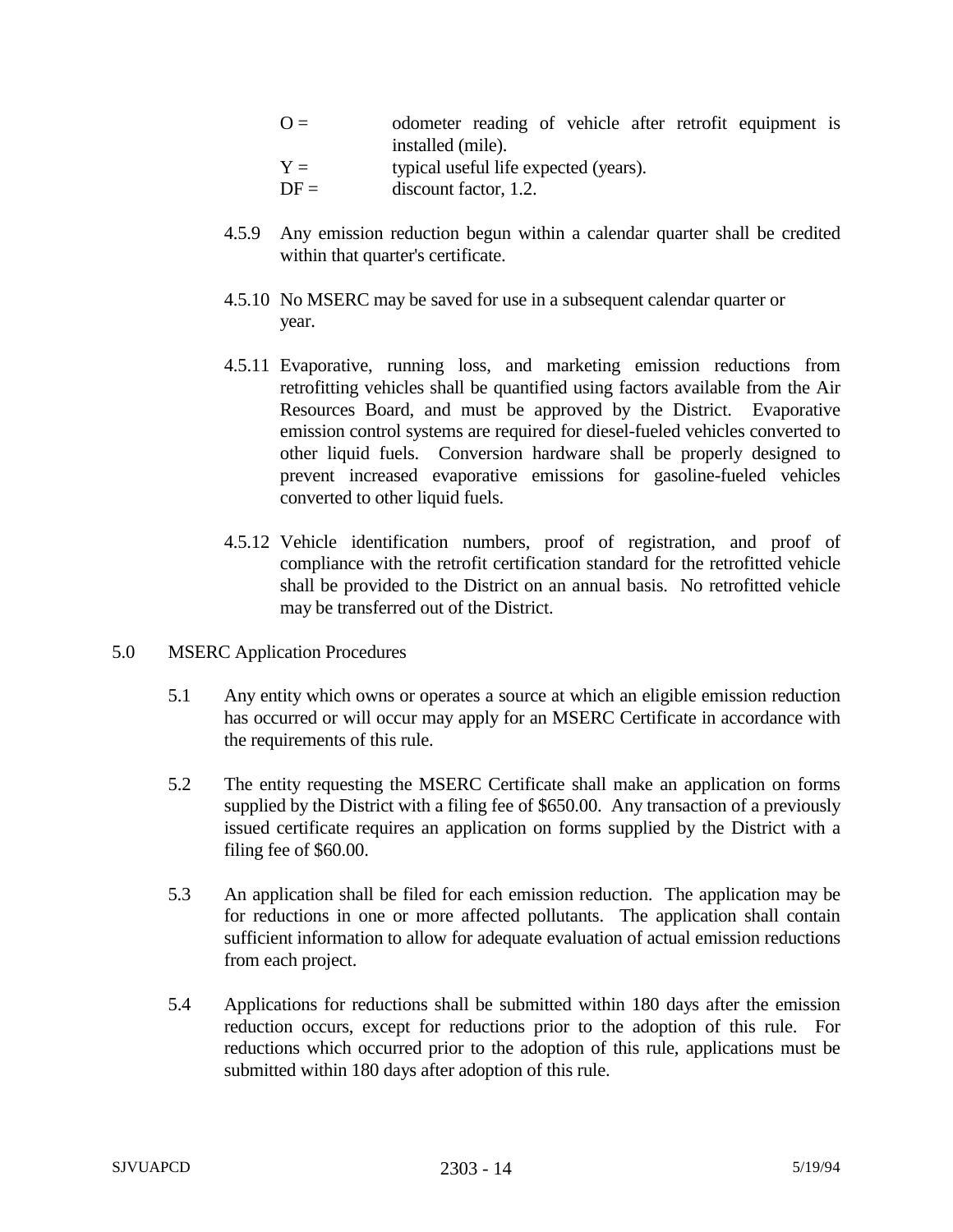O = odometer reading of vehicle after retrofit equipment is installed (mile).

Y = typical useful life expected (years).

DF = discount factor, 1.2.

4.5.9 Any emission reduction begun within a calendar quarter shall be credited within that quarter's certificate.

4.5.10 No MSERC may be saved for use in a subsequent calendar quarter or year.

4.5.11 Evaporative, running loss, and marketing emission reductions from retrofitting vehicles shall be quantified using factors available from the Air Resources Board, and must be approved by the District. Evaporative emission control systems are required for diesel-fueled vehicles converted to other liquid fuels. Conversion hardware shall be properly designed to prevent increased evaporative emissions for gasoline-fueled vehicles converted to other liquid fuels.

4.5.12 Vehicle identification numbers, proof of registration, and proof of compliance with the retrofit certification standard for the retrofitted vehicle shall be provided to the District on an annual basis. No retrofitted vehicle may be transferred out of the District.

5.0 MSERC Application Procedures

5.1 Any entity which owns or operates a source at which an eligible emission reduction has occurred or will occur may apply for an MSERC Certificate in accordance with the requirements of this rule.

5.2 The entity requesting the MSERC Certificate shall make an application on forms supplied by the District with a filing fee of $650.00. Any transaction of a previously issued certificate requires an application on forms supplied by the District with a filing fee of $60.00.

5.3 An application shall be filed for each emission reduction. The application may be for reductions in one or more affected pollutants. The application shall contain sufficient information to allow for adequate evaluation of actual emission reductions from each project.

5.4 Applications for reductions shall be submitted within 180 days after the emission reduction occurs, except for reductions prior to the adoption of this rule. For reductions which occurred prior to the adoption of this rule, applications must be submitted within 180 days after adoption of this rule.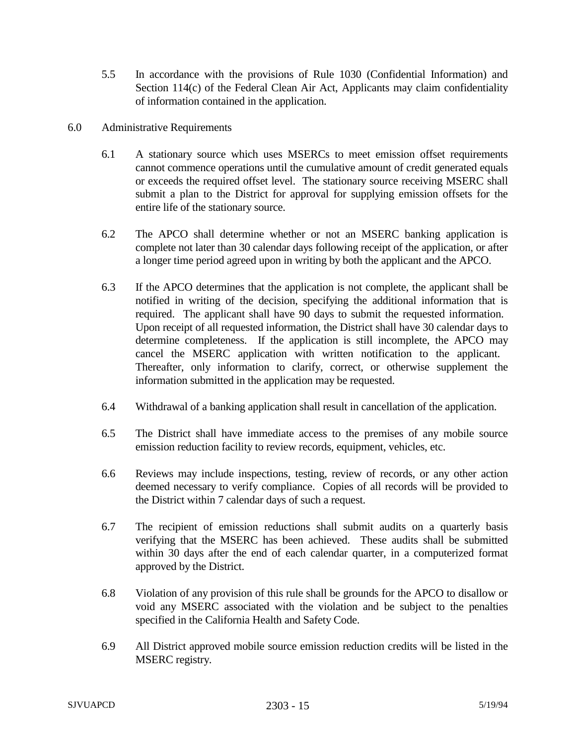5.5 In accordance with the provisions of Rule 1030 (Confidential Information) and Section 114(c) of the Federal Clean Air Act, Applicants may claim confidentiality of information contained in the application.

## 6.0 Administrative Requirements

6.1 A stationary source which uses MSERCs to meet emission offset requirements cannot commence operations until the cumulative amount of credit generated equals or exceeds the required offset level. The stationary source receiving MSERC shall submit a plan to the District for approval for supplying emission offsets for the entire life of the stationary source.

6.2 The APCO shall determine whether or not an MSERC banking application is complete not later than 30 calendar days following receipt of the application, or after a longer time period agreed upon in writing by both the applicant and the APCO.

6.3 If the APCO determines that the application is not complete, the applicant shall be notified in writing of the decision, specifying the additional information that is required. The applicant shall have 90 days to submit the requested information. Upon receipt of all requested information, the District shall have 30 calendar days to determine completeness. If the application is still incomplete, the APCO may cancel the MSERC application with written notification to the applicant. Thereafter, only information to clarify, correct, or otherwise supplement the information submitted in the application may be requested.

6.4 Withdrawal of a banking application shall result in cancellation of the application.

6.5 The District shall have immediate access to the premises of any mobile source emission reduction facility to review records, equipment, vehicles, etc.

6.6 Reviews may include inspections, testing, review of records, or any other action deemed necessary to verify compliance. Copies of all records will be provided to the District within 7 calendar days of such a request.

6.7 The recipient of emission reductions shall submit audits on a quarterly basis verifying that the MSERC has been achieved. These audits shall be submitted within 30 days after the end of each calendar quarter, in a computerized format approved by the District.

6.8 Violation of any provision of this rule shall be grounds for the APCO to disallow or void any MSERC associated with the violation and be subject to the penalties specified in the California Health and Safety Code.

6.9 All District approved mobile source emission reduction credits will be listed in the MSERC registry.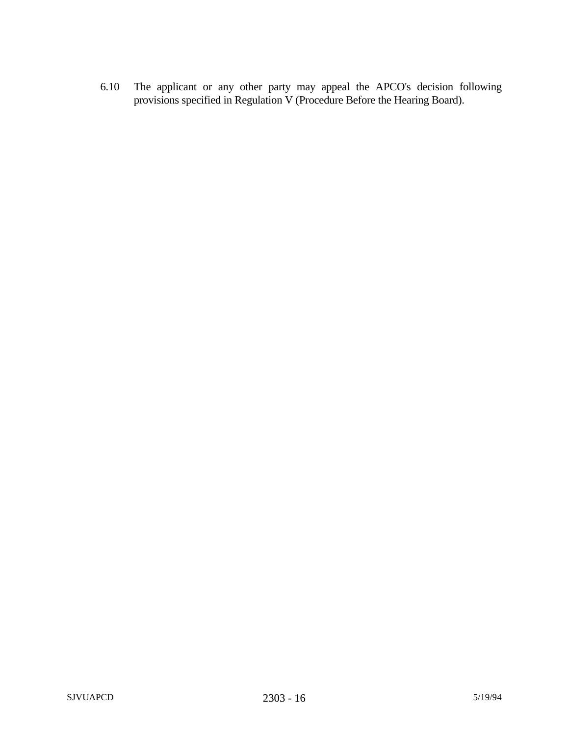6.10 The applicant or any other party may appeal the APCO's decision following provisions specified in Regulation V (Procedure Before the Hearing Board).